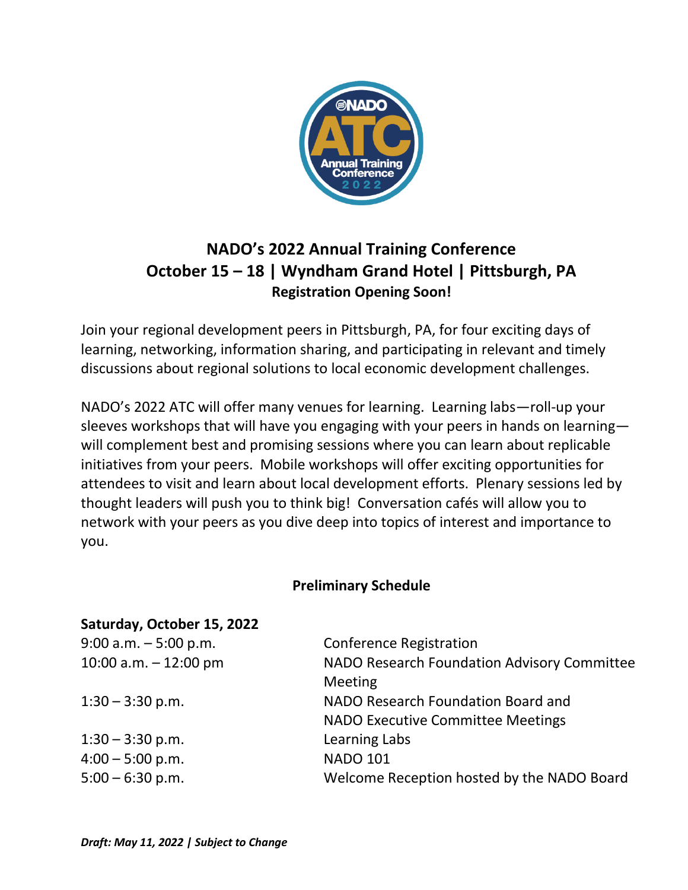# NADO's 2022 Annual Training Conference

## October 15 – 18 | Wyndham Grand Hotel | Pittsburgh, PA

**Registration Opening Soon!**

Join your regional development peers in Pittsburgh, PA, for four exciting days of learning, networking, information sharing, and participating in relevant and timely discussions about regional solutions to local economic development challenges.

NADO's 2022 ATC will offer many venues for learning. Learning labs—roll-up your sleeves workshops that will have you engaging with your peers in hands on learning—will complement best and promising sessions where you can learn about replicable initiatives from your peers. Mobile workshops will offer exciting opportunities for attendees to visit and learn about local development efforts. Plenary sessions led by thought leaders will push you to think big! Conversation cafés will allow you to network with your peers as you dive deep into topics of interest and importance to you.

## Preliminary Schedule

**Saturday, October 15, 2022**

| | |
|---|---|
| 9:00 a.m. – 5:00 p.m. | Conference Registration |
| 10:00 a.m. – 12:00 pm | NADO Research Foundation Advisory Committee Meeting |
| 1:30 – 3:30 p.m. | NADO Research Foundation Board and NADO Executive Committee Meetings |
| 1:30 – 3:30 p.m. | Learning Labs |
| 4:00 – 5:00 p.m. | NADO 101 |
| 5:00 – 6:30 p.m. | Welcome Reception hosted by the NADO Board |

***Draft: May 11, 2022 | Subject to Change***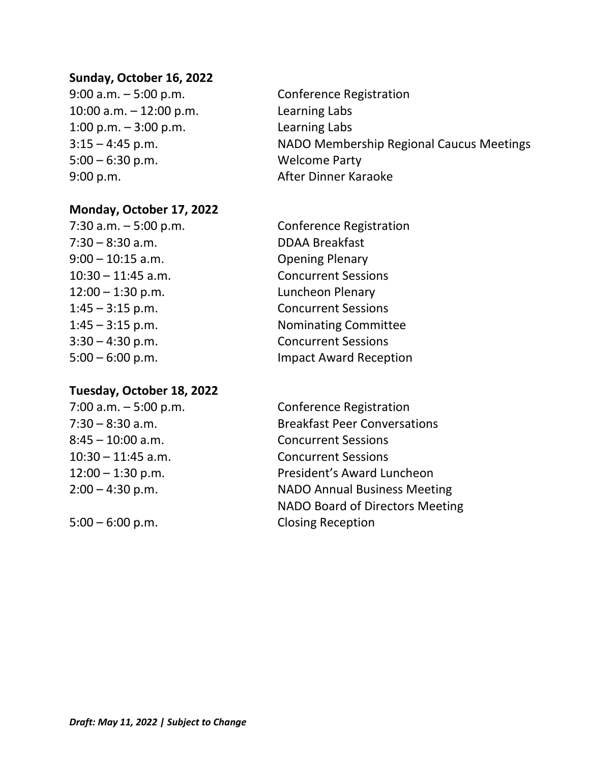**Sunday, October 16, 2022**

| | |
|---|---|
| 9:00 a.m. – 5:00 p.m. | Conference Registration |
| 10:00 a.m. – 12:00 p.m. | Learning Labs |
| 1:00 p.m. – 3:00 p.m. | Learning Labs |
| 3:15 – 4:45 p.m. | NADO Membership Regional Caucus Meetings |
| 5:00 – 6:30 p.m. | Welcome Party |
| 9:00 p.m. | After Dinner Karaoke |

**Monday, October 17, 2022**

| | |
|---|---|
| 7:30 a.m. – 5:00 p.m. | Conference Registration |
| 7:30 – 8:30 a.m. | DDAA Breakfast |
| 9:00 – 10:15 a.m. | Opening Plenary |
| 10:30 – 11:45 a.m. | Concurrent Sessions |
| 12:00 – 1:30 p.m. | Luncheon Plenary |
| 1:45 – 3:15 p.m. | Concurrent Sessions |
| 1:45 – 3:15 p.m. | Nominating Committee |
| 3:30 – 4:30 p.m. | Concurrent Sessions |
| 5:00 – 6:00 p.m. | Impact Award Reception |

**Tuesday, October 18, 2022**

| | |
|---|---|
| 7:00 a.m. – 5:00 p.m. | Conference Registration |
| 7:30 – 8:30 a.m. | Breakfast Peer Conversations |
| 8:45 – 10:00 a.m. | Concurrent Sessions |
| 10:30 – 11:45 a.m. | Concurrent Sessions |
| 12:00 – 1:30 p.m. | President's Award Luncheon |
| 2:00 – 4:30 p.m. | NADO Annual Business Meeting<br>NADO Board of Directors Meeting |
| 5:00 – 6:00 p.m. | Closing Reception |

***Draft: May 11, 2022 | Subject to Change***